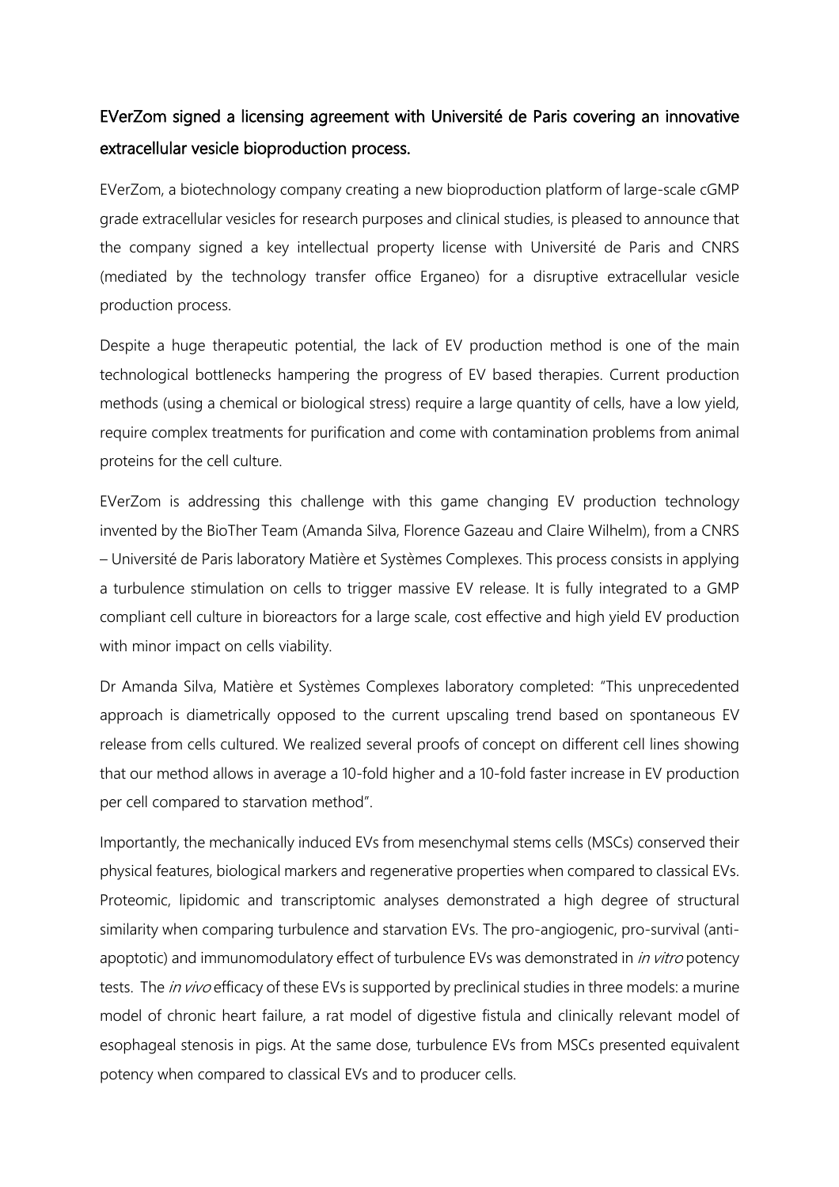## EVerZom signed a licensing agreement with Université de Paris covering an innovative extracellular vesicle bioproduction process.

EVerZom, a biotechnology company creating a new bioproduction platform of large-scale cGMP grade extracellular vesicles for research purposes and clinical studies, is pleased to announce that the company signed a key intellectual property license with Université de Paris and CNRS (mediated by the technology transfer office Erganeo) for a disruptive extracellular vesicle production process.

Despite a huge therapeutic potential, the lack of EV production method is one of the main technological bottlenecks hampering the progress of EV based therapies. Current production methods (using a chemical or biological stress) require a large quantity of cells, have a low yield, require complex treatments for purification and come with contamination problems from animal proteins for the cell culture.

EVerZom is addressing this challenge with this game changing EV production technology invented by the BioTher Team (Amanda Silva, Florence Gazeau and Claire Wilhelm), from a CNRS – Université de Paris laboratory Matière et Systèmes Complexes. This process consists in applying a turbulence stimulation on cells to trigger massive EV release. It is fully integrated to a GMP compliant cell culture in bioreactors for a large scale, cost effective and high yield EV production with minor impact on cells viability.

Dr Amanda Silva, Matière et Systèmes Complexes laboratory completed: "This unprecedented approach is diametrically opposed to the current upscaling trend based on spontaneous EV release from cells cultured. We realized several proofs of concept on different cell lines showing that our method allows in average a 10-fold higher and a 10-fold faster increase in EV production per cell compared to starvation method".

Importantly, the mechanically induced EVs from mesenchymal stems cells (MSCs) conserved their physical features, biological markers and regenerative properties when compared to classical EVs. Proteomic, lipidomic and transcriptomic analyses demonstrated a high degree of structural similarity when comparing turbulence and starvation EVs. The pro-angiogenic, pro-survival (anti-apoptotic) and immunomodulatory effect of turbulence EVs was demonstrated in *in vitro* potency tests. The *in vivo* efficacy of these EVs is supported by preclinical studies in three models: a murine model of chronic heart failure, a rat model of digestive fistula and clinically relevant model of esophageal stenosis in pigs. At the same dose, turbulence EVs from MSCs presented equivalent potency when compared to classical EVs and to producer cells.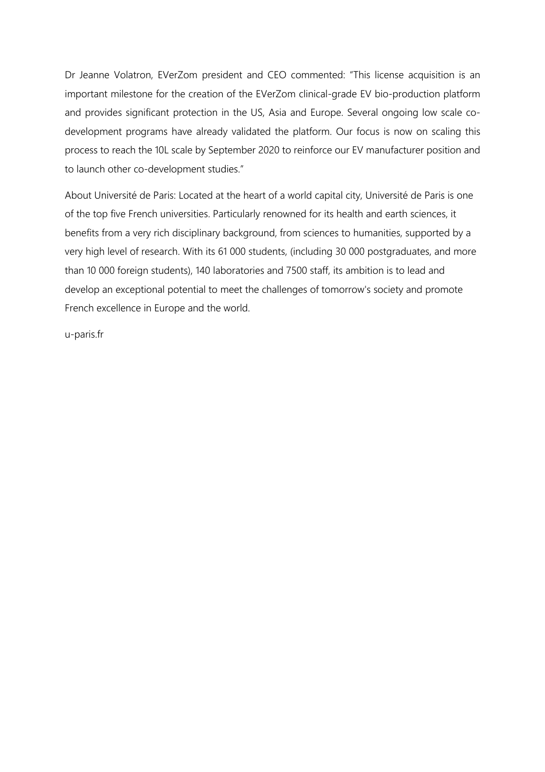Dr Jeanne Volatron, EVerZom president and CEO commented: "This license acquisition is an important milestone for the creation of the EVerZom clinical-grade EV bio-production platform and provides significant protection in the US, Asia and Europe. Several ongoing low scale co-development programs have already validated the platform. Our focus is now on scaling this process to reach the 10L scale by September 2020 to reinforce our EV manufacturer position and to launch other co-development studies."

About Université de Paris: Located at the heart of a world capital city, Université de Paris is one of the top five French universities. Particularly renowned for its health and earth sciences, it benefits from a very rich disciplinary background, from sciences to humanities, supported by a very high level of research. With its 61 000 students, (including 30 000 postgraduates, and more than 10 000 foreign students), 140 laboratories and 7500 staff, its ambition is to lead and develop an exceptional potential to meet the challenges of tomorrow's society and promote French excellence in Europe and the world.

u-paris.fr